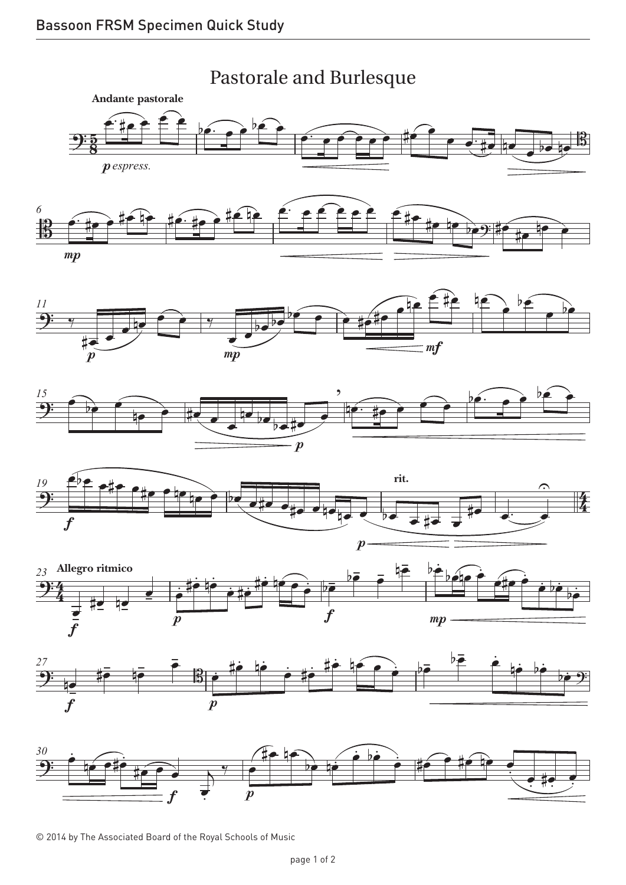# Pastorale and Burlesque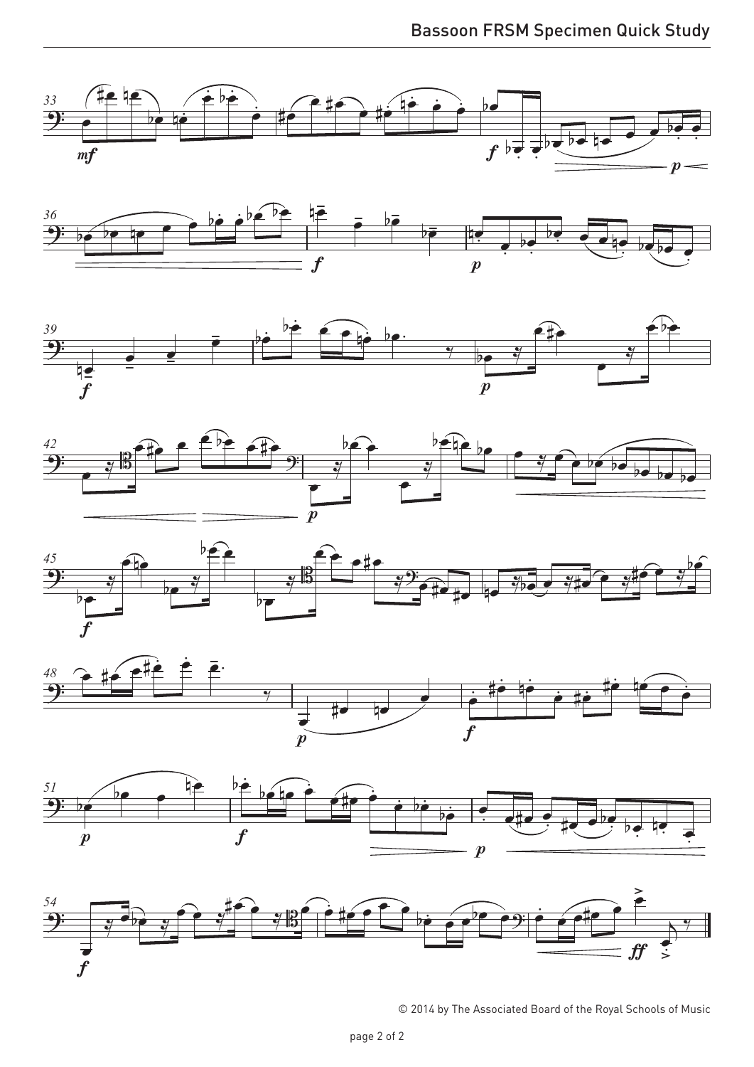© 2014 by The Associated Board of the Royal Schools of Music